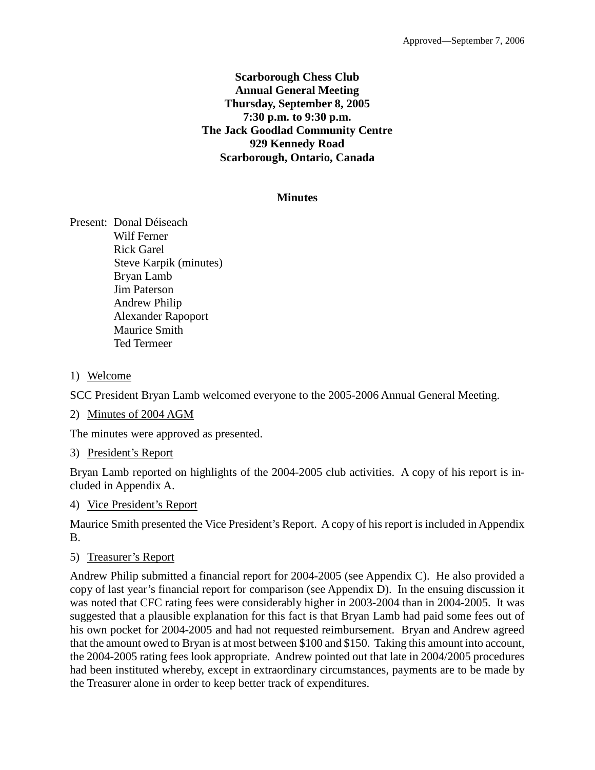Approved—September 7, 2006

**Scarborough Chess Club**
**Annual General Meeting**
**Thursday, September 8, 2005**
**7:30 p.m. to 9:30 p.m.**
**The Jack Goodlad Community Centre**
**929 Kennedy Road**
**Scarborough, Ontario, Canada**

## Minutes

Present: Donal Déiseach
Wilf Ferner
Rick Garel
Steve Karpik (minutes)
Bryan Lamb
Jim Paterson
Andrew Philip
Alexander Rapoport
Maurice Smith
Ted Termeer

1) Welcome

SCC President Bryan Lamb welcomed everyone to the 2005-2006 Annual General Meeting.

2) Minutes of 2004 AGM

The minutes were approved as presented.

3) President's Report

Bryan Lamb reported on highlights of the 2004-2005 club activities. A copy of his report is included in Appendix A.

4) Vice President's Report

Maurice Smith presented the Vice President's Report. A copy of his report is included in Appendix B.

5) Treasurer's Report

Andrew Philip submitted a financial report for 2004-2005 (see Appendix C). He also provided a copy of last year's financial report for comparison (see Appendix D). In the ensuing discussion it was noted that CFC rating fees were considerably higher in 2003-2004 than in 2004-2005. It was suggested that a plausible explanation for this fact is that Bryan Lamb had paid some fees out of his own pocket for 2004-2005 and had not requested reimbursement. Bryan and Andrew agreed that the amount owed to Bryan is at most between $100 and $150. Taking this amount into account, the 2004-2005 rating fees look appropriate. Andrew pointed out that late in 2004/2005 procedures had been instituted whereby, except in extraordinary circumstances, payments are to be made by the Treasurer alone in order to keep better track of expenditures.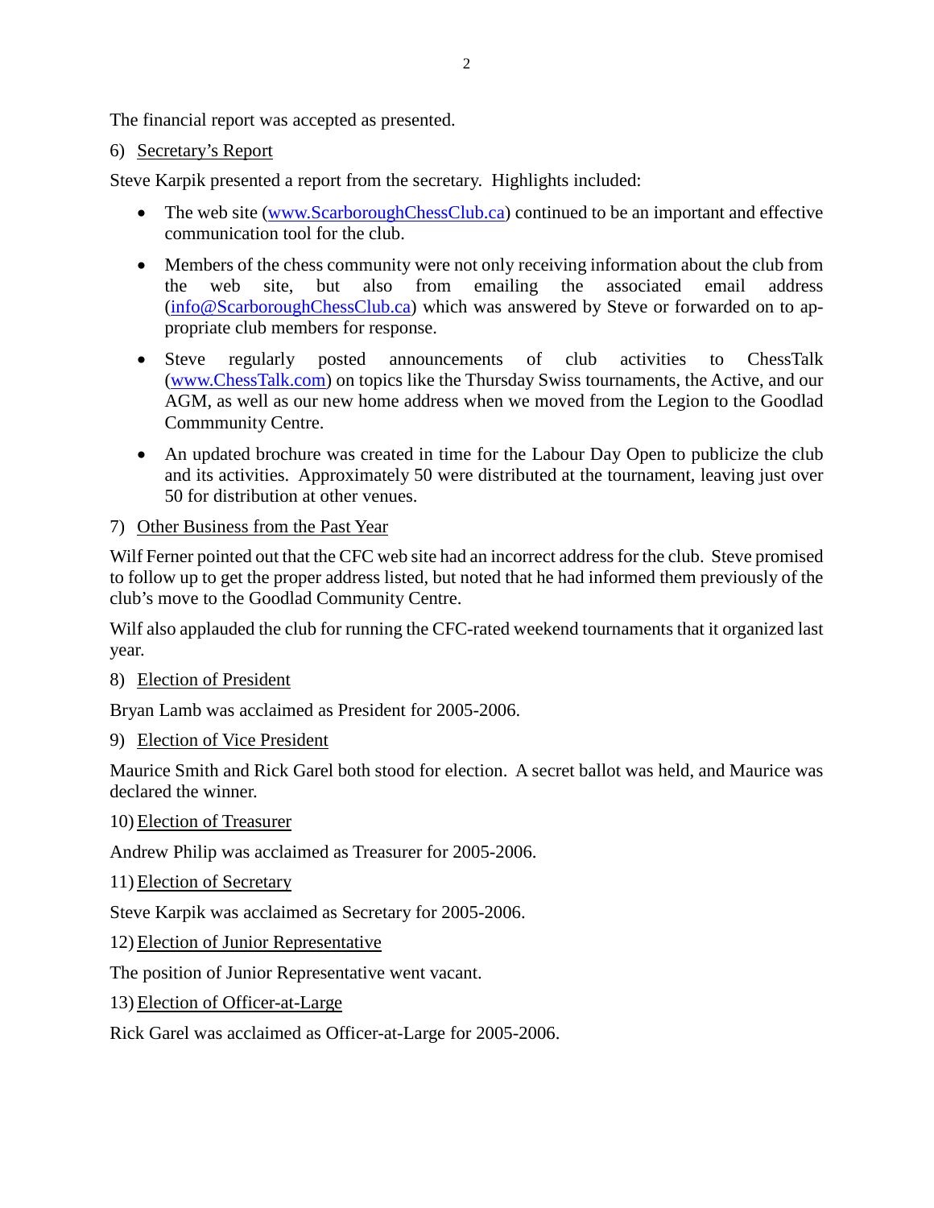The financial report was accepted as presented.

6) Secretary's Report

Steve Karpik presented a report from the secretary. Highlights included:

- The web site (www.ScarboroughChessClub.ca) continued to be an important and effective communication tool for the club.
- Members of the chess community were not only receiving information about the club from the web site, but also from emailing the associated email address (info@ScarboroughChessClub.ca) which was answered by Steve or forwarded on to appropriate club members for response.
- Steve regularly posted announcements of club activities to ChessTalk (www.ChessTalk.com) on topics like the Thursday Swiss tournaments, the Active, and our AGM, as well as our new home address when we moved from the Legion to the Goodlad Commmunity Centre.
- An updated brochure was created in time for the Labour Day Open to publicize the club and its activities. Approximately 50 were distributed at the tournament, leaving just over 50 for distribution at other venues.

7) Other Business from the Past Year

Wilf Ferner pointed out that the CFC web site had an incorrect address for the club. Steve promised to follow up to get the proper address listed, but noted that he had informed them previously of the club's move to the Goodlad Community Centre.

Wilf also applauded the club for running the CFC-rated weekend tournaments that it organized last year.

8) Election of President

Bryan Lamb was acclaimed as President for 2005-2006.

9) Election of Vice President

Maurice Smith and Rick Garel both stood for election. A secret ballot was held, and Maurice was declared the winner.

10) Election of Treasurer

Andrew Philip was acclaimed as Treasurer for 2005-2006.

11) Election of Secretary

Steve Karpik was acclaimed as Secretary for 2005-2006.

12) Election of Junior Representative

The position of Junior Representative went vacant.

13) Election of Officer-at-Large

Rick Garel was acclaimed as Officer-at-Large for 2005-2006.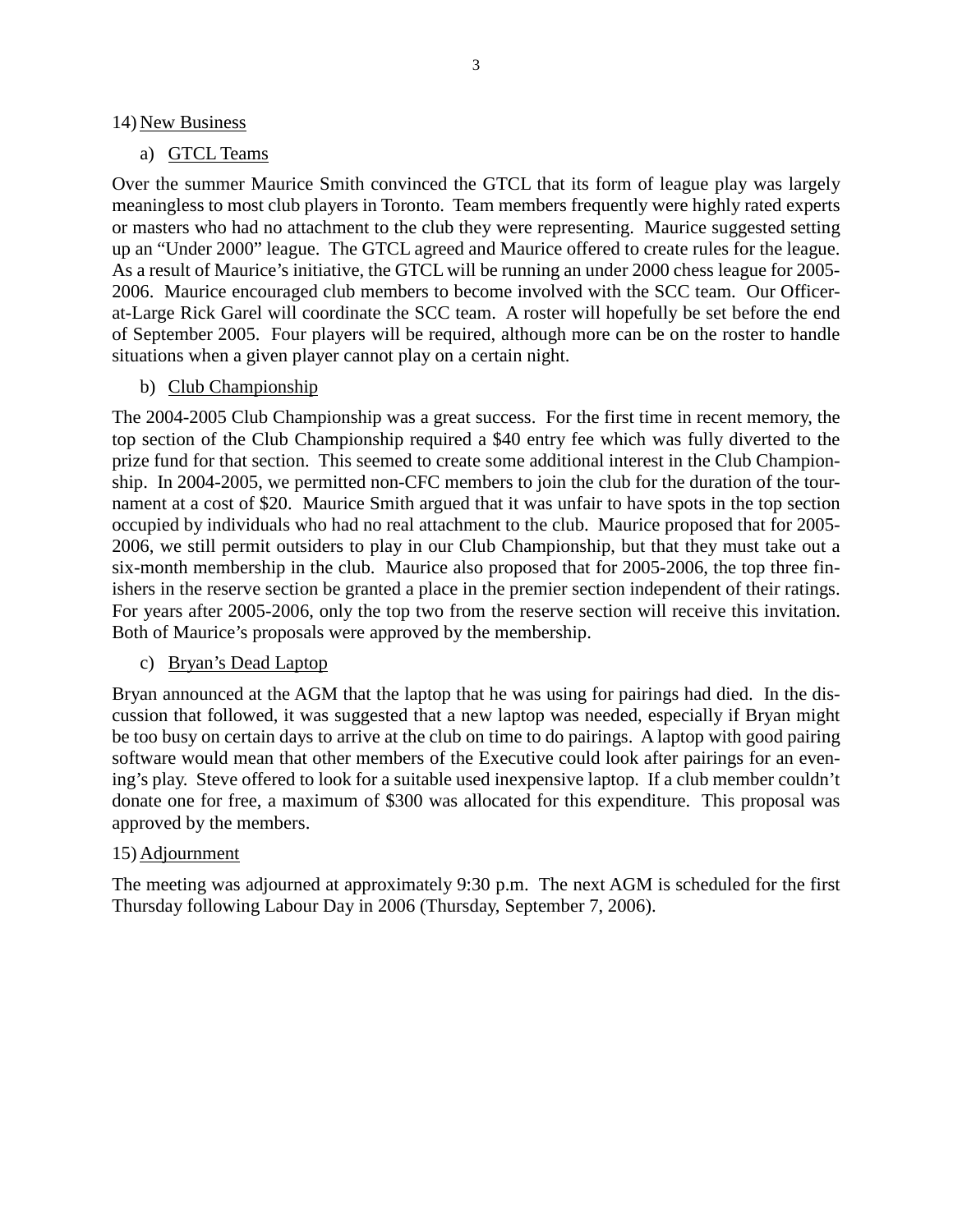14) New Business

a) GTCL Teams

Over the summer Maurice Smith convinced the GTCL that its form of league play was largely meaningless to most club players in Toronto. Team members frequently were highly rated experts or masters who had no attachment to the club they were representing. Maurice suggested setting up an "Under 2000" league. The GTCL agreed and Maurice offered to create rules for the league. As a result of Maurice's initiative, the GTCL will be running an under 2000 chess league for 2005-2006. Maurice encouraged club members to become involved with the SCC team. Our Officer-at-Large Rick Garel will coordinate the SCC team. A roster will hopefully be set before the end of September 2005. Four players will be required, although more can be on the roster to handle situations when a given player cannot play on a certain night.

b) Club Championship

The 2004-2005 Club Championship was a great success. For the first time in recent memory, the top section of the Club Championship required a $40 entry fee which was fully diverted to the prize fund for that section. This seemed to create some additional interest in the Club Championship. In 2004-2005, we permitted non-CFC members to join the club for the duration of the tournament at a cost of $20. Maurice Smith argued that it was unfair to have spots in the top section occupied by individuals who had no real attachment to the club. Maurice proposed that for 2005-2006, we still permit outsiders to play in our Club Championship, but that they must take out a six-month membership in the club. Maurice also proposed that for 2005-2006, the top three finishers in the reserve section be granted a place in the premier section independent of their ratings. For years after 2005-2006, only the top two from the reserve section will receive this invitation. Both of Maurice's proposals were approved by the membership.

c) Bryan's Dead Laptop

Bryan announced at the AGM that the laptop that he was using for pairings had died. In the discussion that followed, it was suggested that a new laptop was needed, especially if Bryan might be too busy on certain days to arrive at the club on time to do pairings. A laptop with good pairing software would mean that other members of the Executive could look after pairings for an evening's play. Steve offered to look for a suitable used inexpensive laptop. If a club member couldn't donate one for free, a maximum of $300 was allocated for this expenditure. This proposal was approved by the members.

15) Adjournment

The meeting was adjourned at approximately 9:30 p.m. The next AGM is scheduled for the first Thursday following Labour Day in 2006 (Thursday, September 7, 2006).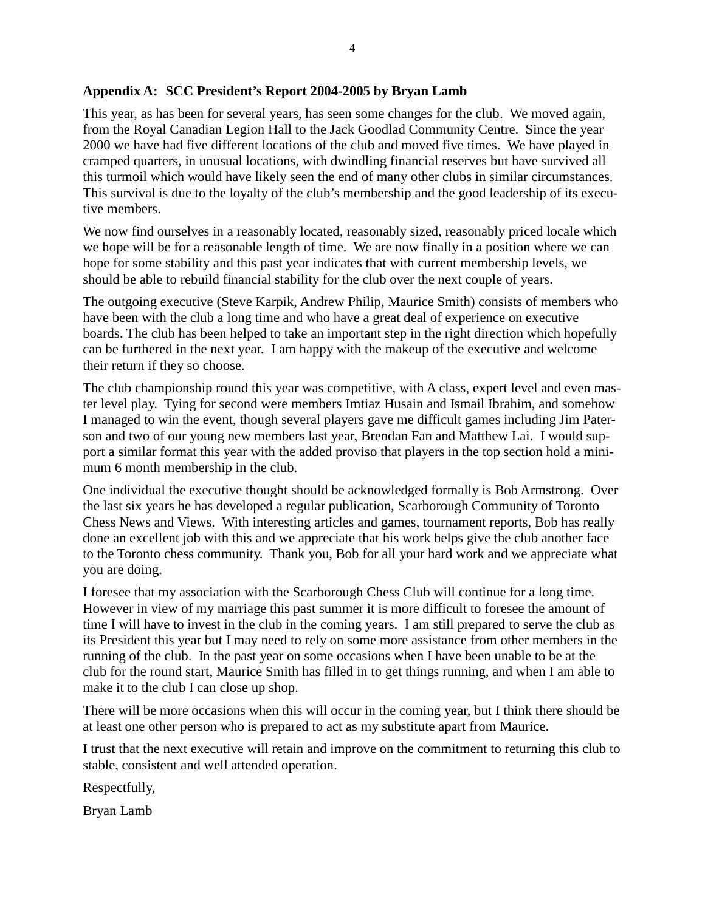**Appendix A: SCC President's Report 2004-2005 by Bryan Lamb**

This year, as has been for several years, has seen some changes for the club. We moved again, from the Royal Canadian Legion Hall to the Jack Goodlad Community Centre. Since the year 2000 we have had five different locations of the club and moved five times. We have played in cramped quarters, in unusual locations, with dwindling financial reserves but have survived all this turmoil which would have likely seen the end of many other clubs in similar circumstances. This survival is due to the loyalty of the club's membership and the good leadership of its executive members.

We now find ourselves in a reasonably located, reasonably sized, reasonably priced locale which we hope will be for a reasonable length of time. We are now finally in a position where we can hope for some stability and this past year indicates that with current membership levels, we should be able to rebuild financial stability for the club over the next couple of years.

The outgoing executive (Steve Karpik, Andrew Philip, Maurice Smith) consists of members who have been with the club a long time and who have a great deal of experience on executive boards. The club has been helped to take an important step in the right direction which hopefully can be furthered in the next year. I am happy with the makeup of the executive and welcome their return if they so choose.

The club championship round this year was competitive, with A class, expert level and even master level play. Tying for second were members Imtiaz Husain and Ismail Ibrahim, and somehow I managed to win the event, though several players gave me difficult games including Jim Paterson and two of our young new members last year, Brendan Fan and Matthew Lai. I would support a similar format this year with the added proviso that players in the top section hold a minimum 6 month membership in the club.

One individual the executive thought should be acknowledged formally is Bob Armstrong. Over the last six years he has developed a regular publication, Scarborough Community of Toronto Chess News and Views. With interesting articles and games, tournament reports, Bob has really done an excellent job with this and we appreciate that his work helps give the club another face to the Toronto chess community. Thank you, Bob for all your hard work and we appreciate what you are doing.

I foresee that my association with the Scarborough Chess Club will continue for a long time. However in view of my marriage this past summer it is more difficult to foresee the amount of time I will have to invest in the club in the coming years. I am still prepared to serve the club as its President this year but I may need to rely on some more assistance from other members in the running of the club. In the past year on some occasions when I have been unable to be at the club for the round start, Maurice Smith has filled in to get things running, and when I am able to make it to the club I can close up shop.

There will be more occasions when this will occur in the coming year, but I think there should be at least one other person who is prepared to act as my substitute apart from Maurice.

I trust that the next executive will retain and improve on the commitment to returning this club to stable, consistent and well attended operation.

Respectfully,

Bryan Lamb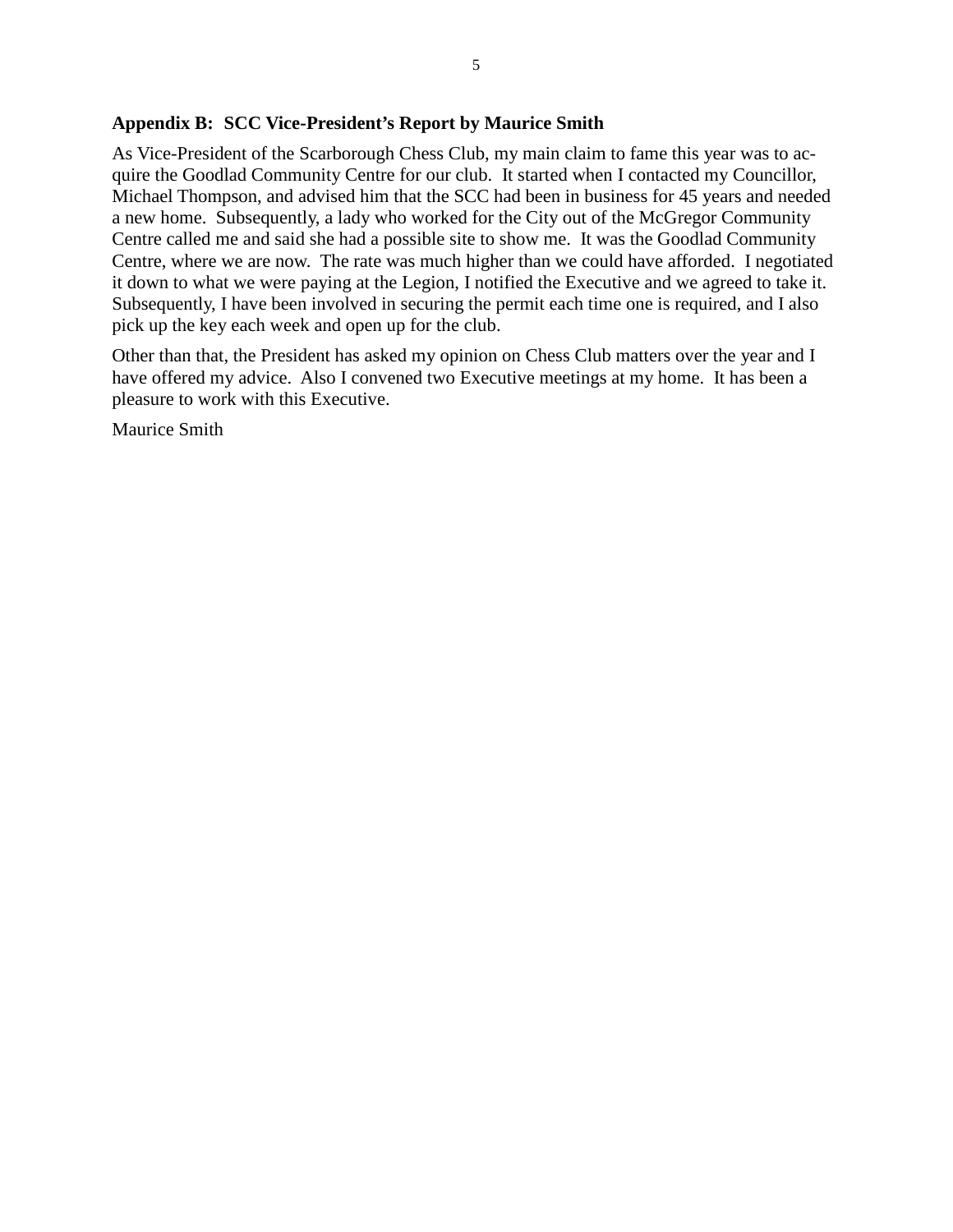**Appendix B: SCC Vice-President's Report by Maurice Smith**

As Vice-President of the Scarborough Chess Club, my main claim to fame this year was to acquire the Goodlad Community Centre for our club. It started when I contacted my Councillor, Michael Thompson, and advised him that the SCC had been in business for 45 years and needed a new home. Subsequently, a lady who worked for the City out of the McGregor Community Centre called me and said she had a possible site to show me. It was the Goodlad Community Centre, where we are now. The rate was much higher than we could have afforded. I negotiated it down to what we were paying at the Legion, I notified the Executive and we agreed to take it. Subsequently, I have been involved in securing the permit each time one is required, and I also pick up the key each week and open up for the club.

Other than that, the President has asked my opinion on Chess Club matters over the year and I have offered my advice. Also I convened two Executive meetings at my home. It has been a pleasure to work with this Executive.

Maurice Smith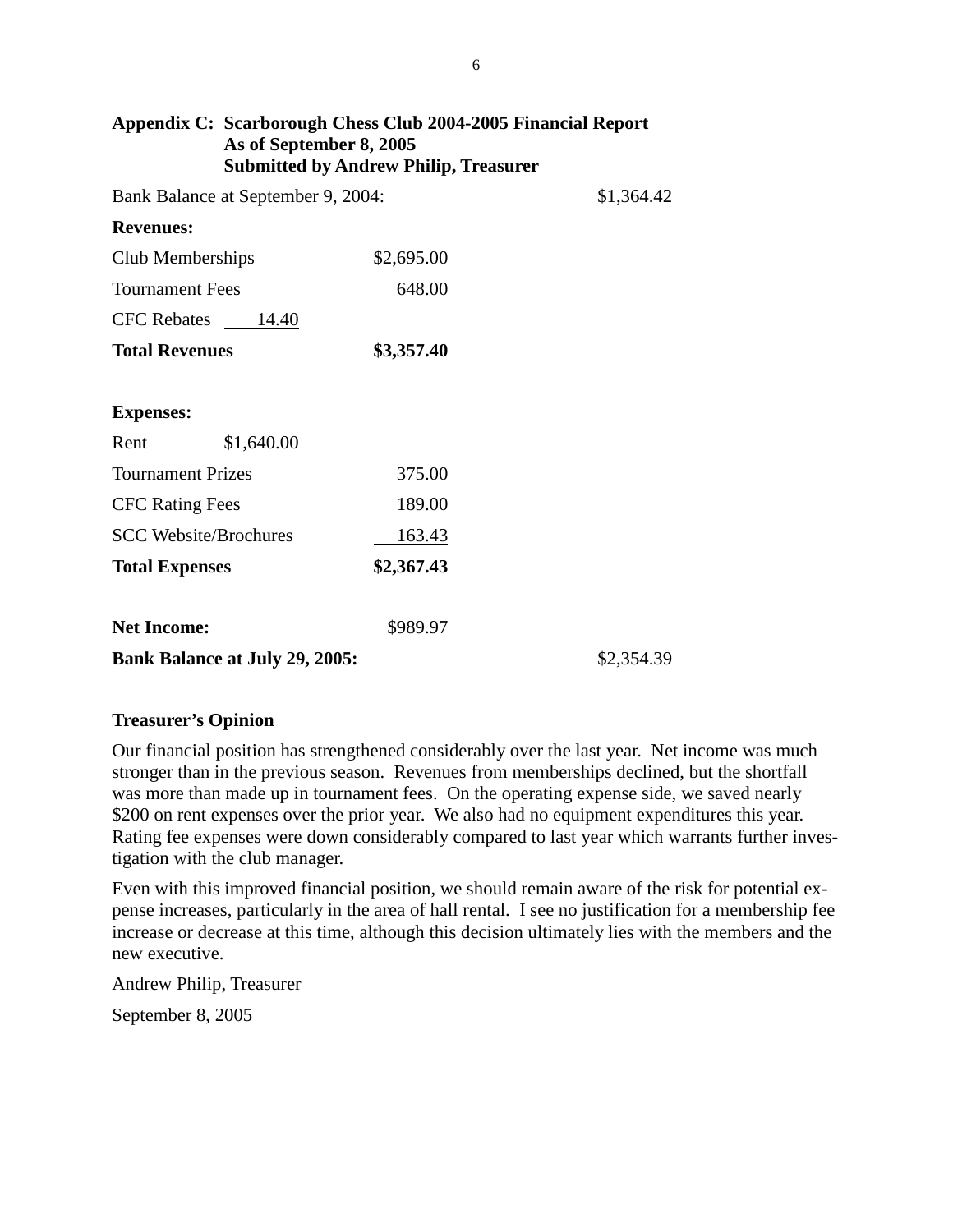## Appendix C: Scarborough Chess Club 2004-2005 Financial Report
**As of September 8, 2005**
**Submitted by Andrew Philip, Treasurer**

| | | |
|---|---|---|
| Bank Balance at September 9, 2004: | | $1,364.42 |
| **Revenues:** | | |
| Club Memberships | $2,695.00 | |
| Tournament Fees | 648.00 | |
| CFC Rebates | 14.40 | |
| **Total Revenues** | **$3,357.40** | |
| | | |
| **Expenses:** | | |
| Rent | $1,640.00 | |
| Tournament Prizes | 375.00 | |
| CFC Rating Fees | 189.00 | |
| SCC Website/Brochures | 163.43 | |
| **Total Expenses** | **$2,367.43** | |
| | | |
| **Net Income:** | $989.97 | |
| **Bank Balance at July 29, 2005:** | | $2,354.39 |

**Treasurer's Opinion**

Our financial position has strengthened considerably over the last year. Net income was much stronger than in the previous season. Revenues from memberships declined, but the shortfall was more than made up in tournament fees. On the operating expense side, we saved nearly $200 on rent expenses over the prior year. We also had no equipment expenditures this year. Rating fee expenses were down considerably compared to last year which warrants further investigation with the club manager.

Even with this improved financial position, we should remain aware of the risk for potential expense increases, particularly in the area of hall rental. I see no justification for a membership fee increase or decrease at this time, although this decision ultimately lies with the members and the new executive.

Andrew Philip, Treasurer

September 8, 2005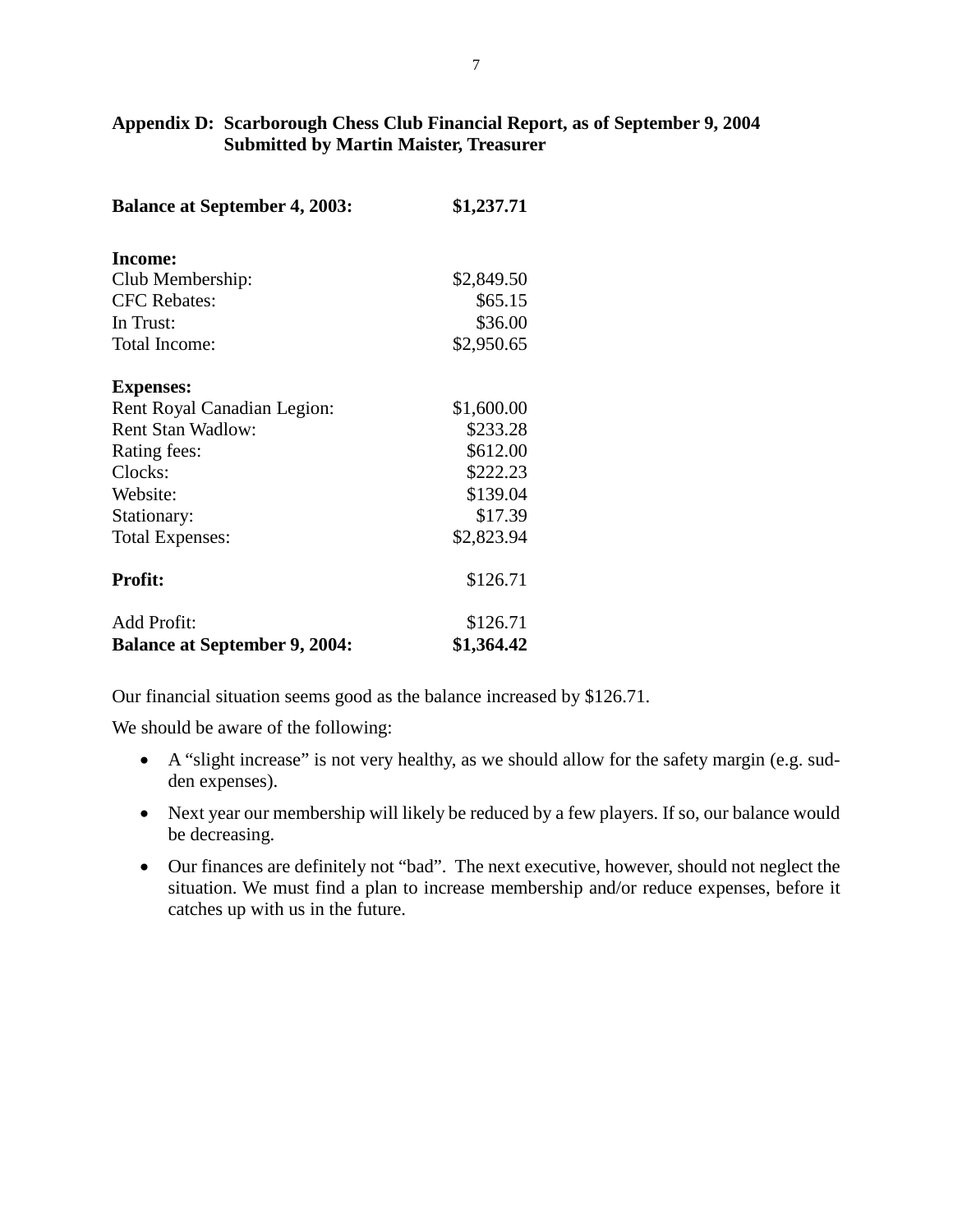## Appendix D: Scarborough Chess Club Financial Report, as of September 9, 2004
## Submitted by Martin Maister, Treasurer

| | |
|---|---|
| **Balance at September 4, 2003:** | **$1,237.71** |
| | |
| **Income:** | |
| Club Membership: | $2,849.50 |
| CFC Rebates: | $65.15 |
| In Trust: | $36.00 |
| Total Income: | $2,950.65 |
| | |
| **Expenses:** | |
| Rent Royal Canadian Legion: | $1,600.00 |
| Rent Stan Wadlow: | $233.28 |
| Rating fees: | $612.00 |
| Clocks: | $222.23 |
| Website: | $139.04 |
| Stationary: | $17.39 |
| Total Expenses: | $2,823.94 |
| | |
| **Profit:** | $126.71 |
| | |
| Add Profit: | $126.71 |
| **Balance at September 9, 2004:** | **$1,364.42** |

Our financial situation seems good as the balance increased by $126.71.

We should be aware of the following:

- A "slight increase" is not very healthy, as we should allow for the safety margin (e.g. sudden expenses).
- Next year our membership will likely be reduced by a few players. If so, our balance would be decreasing.
- Our finances are definitely not "bad". The next executive, however, should not neglect the situation. We must find a plan to increase membership and/or reduce expenses, before it catches up with us in the future.